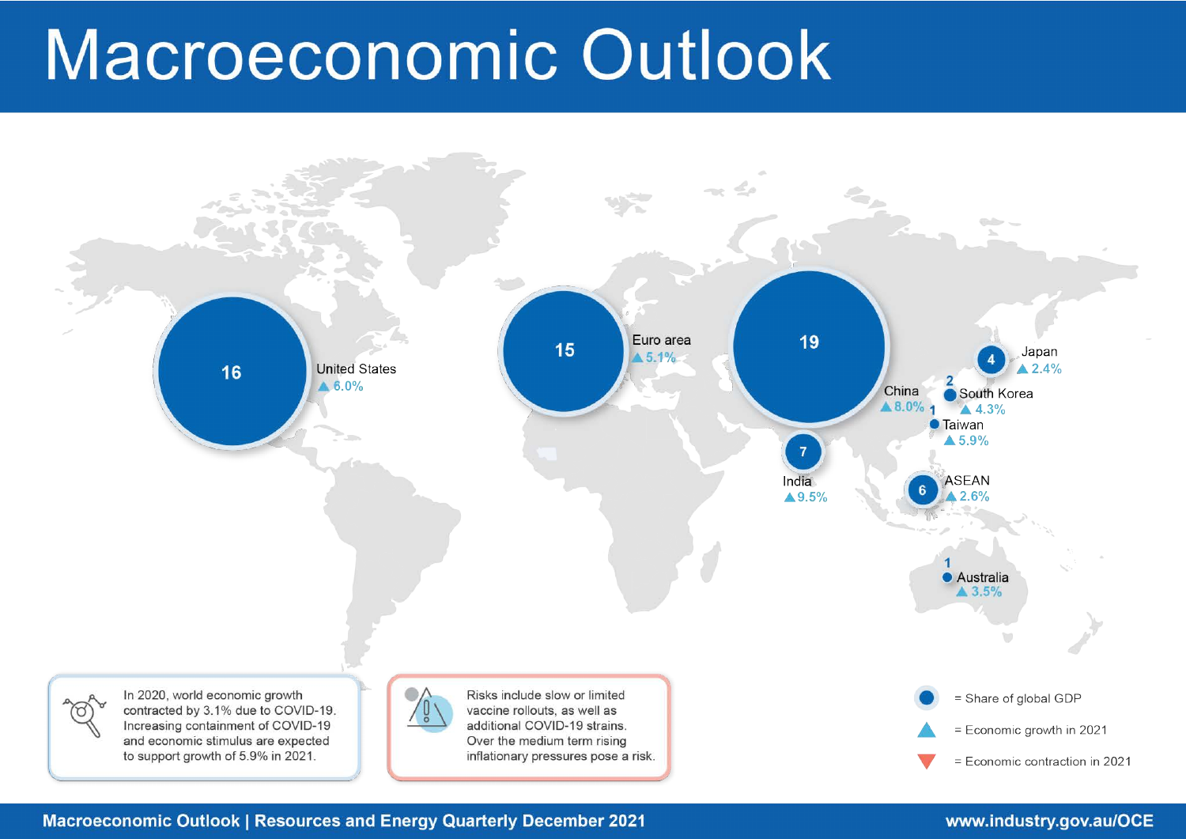# Macroeconomic Outlook

| Economy | Share of global GDP | Economic growth in 2021 |
| --- | --- | --- |
| United States | 16 | ▲ 6.0% |
| Euro area | 15 | ▲ 5.1% |
| China | 19 | ▲ 8.0% |
| India | 7 | ▲ 9.5% |
| Japan | 4 | ▲ 2.4% |
| South Korea | 2 | ▲ 4.3% |
| Taiwan | 1 | ▲ 5.9% |
| ASEAN | 6 | ▲ 2.6% |
| Australia | 1 | ▲ 3.5% |

In 2020, world economic growth contracted by 3.1% due to COVID-19. Increasing containment of COVID-19 and economic stimulus are expected to support growth of 5.9% in 2021.

Risks include slow or limited vaccine rollouts, as well as additional COVID-19 strains. Over the medium term rising inflationary pressures pose a risk.

● = Share of global GDP

▲ = Economic growth in 2021

▼ = Economic contraction in 2021

Macroeconomic Outlook | Resources and Energy Quarterly December 2021

www.industry.gov.au/OCE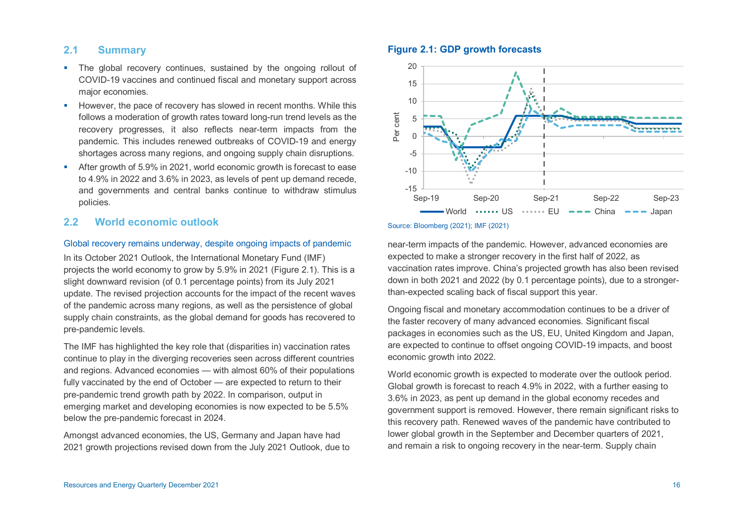## 2.1 Summary

- The global recovery continues, sustained by the ongoing rollout of COVID-19 vaccines and continued fiscal and monetary support across major economies.
- However, the pace of recovery has slowed in recent months. While this follows a moderation of growth rates toward long-run trend levels as the recovery progresses, it also reflects near-term impacts from the pandemic. This includes renewed outbreaks of COVID-19 and energy shortages across many regions, and ongoing supply chain disruptions.
- After growth of 5.9% in 2021, world economic growth is forecast to ease to 4.9% in 2022 and 3.6% in 2023, as levels of pent up demand recede, and governments and central banks continue to withdraw stimulus policies.

## 2.2 World economic outlook

### Global recovery remains underway, despite ongoing impacts of pandemic

In its October 2021 Outlook, the International Monetary Fund (IMF) projects the world economy to grow by 5.9% in 2021 (Figure 2.1). This is a slight downward revision (of 0.1 percentage points) from its July 2021 update. The revised projection accounts for the impact of the recent waves of the pandemic across many regions, as well as the persistence of global supply chain constraints, as the global demand for goods has recovered to pre-pandemic levels.

The IMF has highlighted the key role that (disparities in) vaccination rates continue to play in the diverging recoveries seen across different countries and regions. Advanced economies — with almost 60% of their populations fully vaccinated by the end of October — are expected to return to their pre-pandemic trend growth path by 2022. In comparison, output in emerging market and developing economies is now expected to be 5.5% below the pre-pandemic forecast in 2024.

Amongst advanced economies, the US, Germany and Japan have had 2021 growth projections revised down from the July 2021 Outlook, due to near-term impacts of the pandemic. However, advanced economies are expected to make a stronger recovery in the first half of 2022, as vaccination rates improve. China's projected growth has also been revised down in both 2021 and 2022 (by 0.1 percentage points), due to a stronger-than-expected scaling back of fiscal support this year.

**Figure 2.1: GDP growth forecasts**

Source: Bloomberg (2021); IMF (2021)

Ongoing fiscal and monetary accommodation continues to be a driver of the faster recovery of many advanced economies. Significant fiscal packages in economies such as the US, EU, United Kingdom and Japan, are expected to continue to offset ongoing COVID-19 impacts, and boost economic growth into 2022.

World economic growth is expected to moderate over the outlook period. Global growth is forecast to reach 4.9% in 2022, with a further easing to 3.6% in 2023, as pent up demand in the global economy recedes and government support is removed. However, there remain significant risks to this recovery path. Renewed waves of the pandemic have contributed to lower global growth in the September and December quarters of 2021, and remain a risk to ongoing recovery in the near-term. Supply chain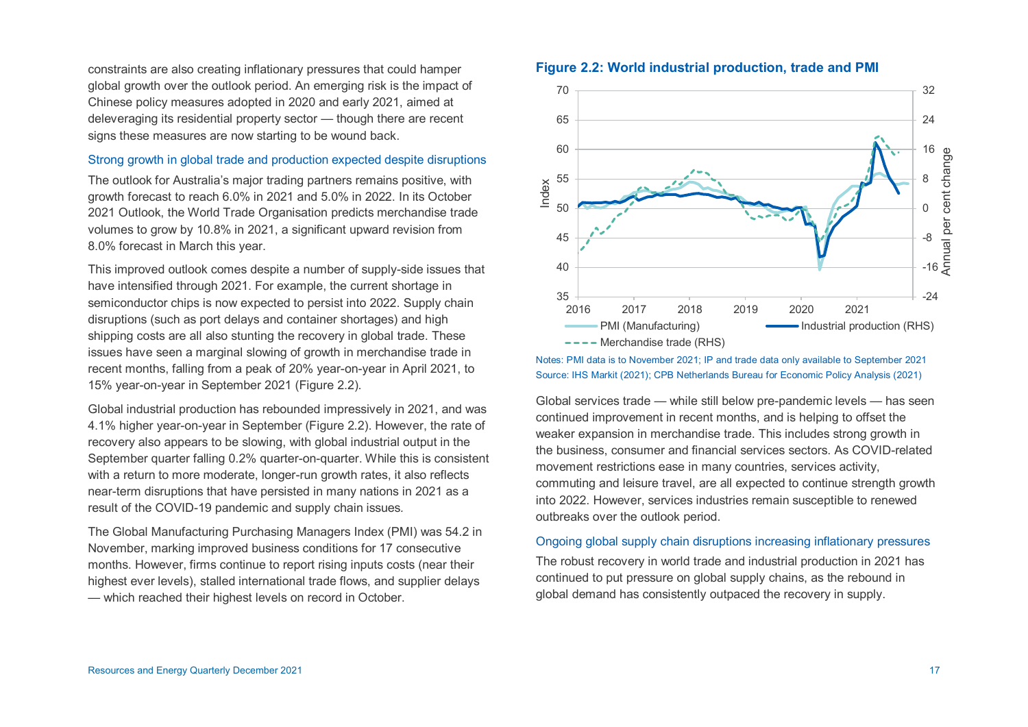constraints are also creating inflationary pressures that could hamper global growth over the outlook period. An emerging risk is the impact of Chinese policy measures adopted in 2020 and early 2021, aimed at deleveraging its residential property sector — though there are recent signs these measures are now starting to be wound back.

### Strong growth in global trade and production expected despite disruptions

The outlook for Australia's major trading partners remains positive, with growth forecast to reach 6.0% in 2021 and 5.0% in 2022. In its October 2021 Outlook, the World Trade Organisation predicts merchandise trade volumes to grow by 10.8% in 2021, a significant upward revision from 8.0% forecast in March this year.

This improved outlook comes despite a number of supply-side issues that have intensified through 2021. For example, the current shortage in semiconductor chips is now expected to persist into 2022. Supply chain disruptions (such as port delays and container shortages) and high shipping costs are all also stunting the recovery in global trade. These issues have seen a marginal slowing of growth in merchandise trade in recent months, falling from a peak of 20% year-on-year in April 2021, to 15% year-on-year in September 2021 (Figure 2.2).

Global industrial production has rebounded impressively in 2021, and was 4.1% higher year-on-year in September (Figure 2.2). However, the rate of recovery also appears to be slowing, with global industrial output in the September quarter falling 0.2% quarter-on-quarter. While this is consistent with a return to more moderate, longer-run growth rates, it also reflects near-term disruptions that have persisted in many nations in 2021 as a result of the COVID-19 pandemic and supply chain issues.

The Global Manufacturing Purchasing Managers Index (PMI) was 54.2 in November, marking improved business conditions for 17 consecutive months. However, firms continue to report rising inputs costs (near their highest ever levels), stalled international trade flows, and supplier delays — which reached their highest levels on record in October.

**Figure 2.2: World industrial production, trade and PMI**

Notes: PMI data is to November 2021; IP and trade data only available to September 2021
Source: IHS Markit (2021); CPB Netherlands Bureau for Economic Policy Analysis (2021)

Global services trade — while still below pre-pandemic levels — has seen continued improvement in recent months, and is helping to offset the weaker expansion in merchandise trade. This includes strong growth in the business, consumer and financial services sectors. As COVID-related movement restrictions ease in many countries, services activity, commuting and leisure travel, are all expected to continue strength growth into 2022. However, services industries remain susceptible to renewed outbreaks over the outlook period.

### Ongoing global supply chain disruptions increasing inflationary pressures

The robust recovery in world trade and industrial production in 2021 has continued to put pressure on global supply chains, as the rebound in global demand has consistently outpaced the recovery in supply.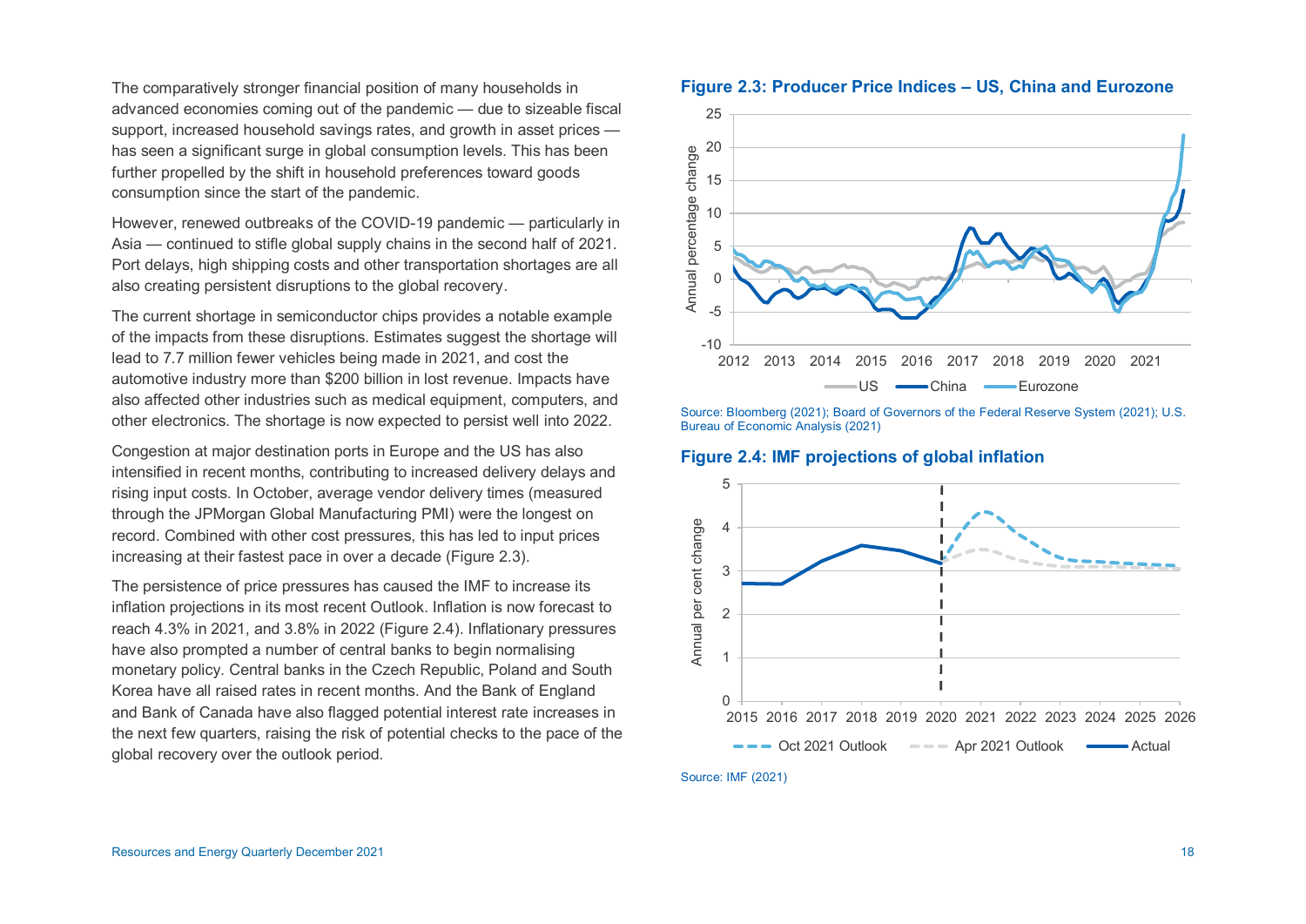The comparatively stronger financial position of many households in advanced economies coming out of the pandemic — due to sizeable fiscal support, increased household savings rates, and growth in asset prices — has seen a significant surge in global consumption levels. This has been further propelled by the shift in household preferences toward goods consumption since the start of the pandemic.

However, renewed outbreaks of the COVID-19 pandemic — particularly in Asia — continued to stifle global supply chains in the second half of 2021. Port delays, high shipping costs and other transportation shortages are all also creating persistent disruptions to the global recovery.

The current shortage in semiconductor chips provides a notable example of the impacts from these disruptions. Estimates suggest the shortage will lead to 7.7 million fewer vehicles being made in 2021, and cost the automotive industry more than $200 billion in lost revenue. Impacts have also affected other industries such as medical equipment, computers, and other electronics. The shortage is now expected to persist well into 2022.

Congestion at major destination ports in Europe and the US has also intensified in recent months, contributing to increased delivery delays and rising input costs. In October, average vendor delivery times (measured through the JPMorgan Global Manufacturing PMI) were the longest on record. Combined with other cost pressures, this has led to input prices increasing at their fastest pace in over a decade (Figure 2.3).

The persistence of price pressures has caused the IMF to increase its inflation projections in its most recent Outlook. Inflation is now forecast to reach 4.3% in 2021, and 3.8% in 2022 (Figure 2.4). Inflationary pressures have also prompted a number of central banks to begin normalising monetary policy. Central banks in the Czech Republic, Poland and South Korea have all raised rates in recent months. And the Bank of England and Bank of Canada have also flagged potential interest rate increases in the next few quarters, raising the risk of potential checks to the pace of the global recovery over the outlook period.

**Figure 2.3: Producer Price Indices – US, China and Eurozone**

Source: Bloomberg (2021); Board of Governors of the Federal Reserve System (2021); U.S. Bureau of Economic Analysis (2021)

**Figure 2.4: IMF projections of global inflation**

Source: IMF (2021)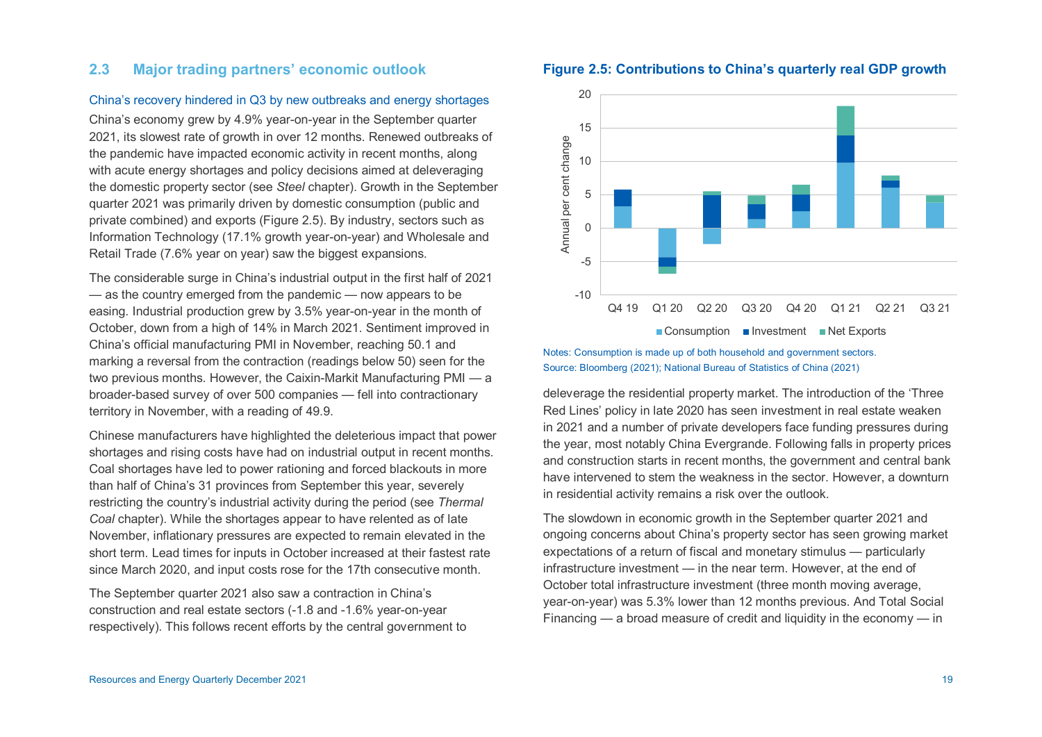## 2.3 Major trading partners' economic outlook

### China's recovery hindered in Q3 by new outbreaks and energy shortages

China's economy grew by 4.9% year-on-year in the September quarter 2021, its slowest rate of growth in over 12 months. Renewed outbreaks of the pandemic have impacted economic activity in recent months, along with acute energy shortages and policy decisions aimed at deleveraging the domestic property sector (see *Steel* chapter). Growth in the September quarter 2021 was primarily driven by domestic consumption (public and private combined) and exports (Figure 2.5). By industry, sectors such as Information Technology (17.1% growth year-on-year) and Wholesale and Retail Trade (7.6% year on year) saw the biggest expansions.

The considerable surge in China's industrial output in the first half of 2021 — as the country emerged from the pandemic — now appears to be easing. Industrial production grew by 3.5% year-on-year in the month of October, down from a high of 14% in March 2021. Sentiment improved in China's official manufacturing PMI in November, reaching 50.1 and marking a reversal from the contraction (readings below 50) seen for the two previous months. However, the Caixin-Markit Manufacturing PMI — a broader-based survey of over 500 companies — fell into contractionary territory in November, with a reading of 49.9.

Chinese manufacturers have highlighted the deleterious impact that power shortages and rising costs have had on industrial output in recent months. Coal shortages have led to power rationing and forced blackouts in more than half of China's 31 provinces from September this year, severely restricting the country's industrial activity during the period (see *Thermal Coal* chapter). While the shortages appear to have relented as of late November, inflationary pressures are expected to remain elevated in the short term. Lead times for inputs in October increased at their fastest rate since March 2020, and input costs rose for the 17th consecutive month.

The September quarter 2021 also saw a contraction in China's construction and real estate sectors (-1.8 and -1.6% year-on-year respectively). This follows recent efforts by the central government to deleverage the residential property market. The introduction of the 'Three Red Lines' policy in late 2020 has seen investment in real estate weaken in 2021 and a number of private developers face funding pressures during the year, most notably China Evergrande. Following falls in property prices and construction starts in recent months, the government and central bank have intervened to stem the weakness in the sector. However, a downturn in residential activity remains a risk over the outlook.

The slowdown in economic growth in the September quarter 2021 and ongoing concerns about China's property sector has seen growing market expectations of a return of fiscal and monetary stimulus — particularly infrastructure investment — in the near term. However, at the end of October total infrastructure investment (three month moving average, year-on-year) was 5.3% lower than 12 months previous. And Total Social Financing — a broad measure of credit and liquidity in the economy — in

**Figure 2.5: Contributions to China's quarterly real GDP growth**

Notes: Consumption is made up of both household and government sectors.
Source: Bloomberg (2021); National Bureau of Statistics of China (2021)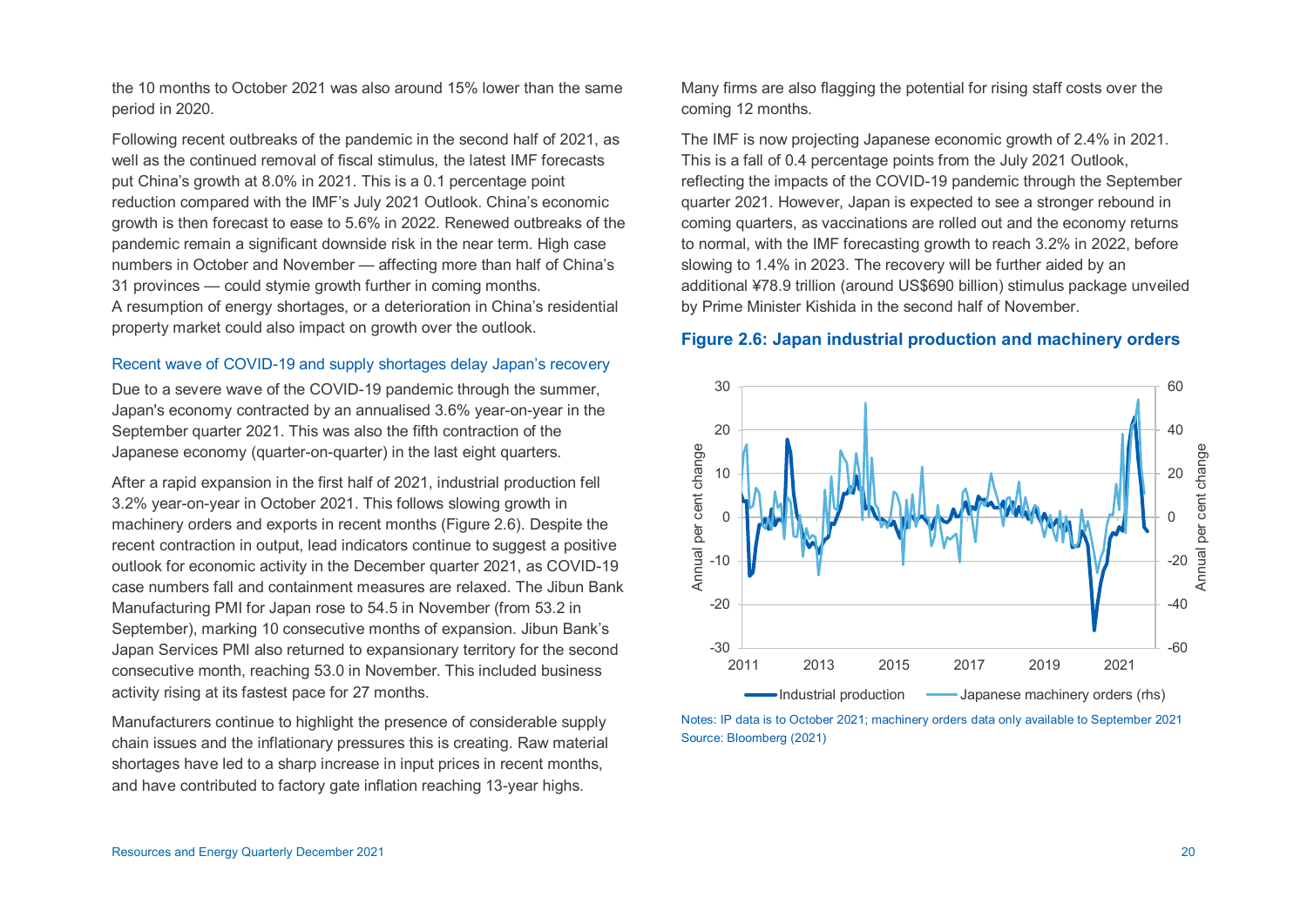the 10 months to October 2021 was also around 15% lower than the same period in 2020.

Following recent outbreaks of the pandemic in the second half of 2021, as well as the continued removal of fiscal stimulus, the latest IMF forecasts put China's growth at 8.0% in 2021. This is a 0.1 percentage point reduction compared with the IMF's July 2021 Outlook. China's economic growth is then forecast to ease to 5.6% in 2022. Renewed outbreaks of the pandemic remain a significant downside risk in the near term. High case numbers in October and November — affecting more than half of China's 31 provinces — could stymie growth further in coming months. A resumption of energy shortages, or a deterioration in China's residential property market could also impact on growth over the outlook.

### Recent wave of COVID-19 and supply shortages delay Japan's recovery

Due to a severe wave of the COVID-19 pandemic through the summer, Japan's economy contracted by an annualised 3.6% year-on-year in the September quarter 2021. This was also the fifth contraction of the Japanese economy (quarter-on-quarter) in the last eight quarters.

After a rapid expansion in the first half of 2021, industrial production fell 3.2% year-on-year in October 2021. This follows slowing growth in machinery orders and exports in recent months (Figure 2.6). Despite the recent contraction in output, lead indicators continue to suggest a positive outlook for economic activity in the December quarter 2021, as COVID-19 case numbers fall and containment measures are relaxed. The Jibun Bank Manufacturing PMI for Japan rose to 54.5 in November (from 53.2 in September), marking 10 consecutive months of expansion. Jibun Bank's Japan Services PMI also returned to expansionary territory for the second consecutive month, reaching 53.0 in November. This included business activity rising at its fastest pace for 27 months.

Manufacturers continue to highlight the presence of considerable supply chain issues and the inflationary pressures this is creating. Raw material shortages have led to a sharp increase in input prices in recent months, and have contributed to factory gate inflation reaching 13-year highs. Many firms are also flagging the potential for rising staff costs over the coming 12 months.

The IMF is now projecting Japanese economic growth of 2.4% in 2021. This is a fall of 0.4 percentage points from the July 2021 Outlook, reflecting the impacts of the COVID-19 pandemic through the September quarter 2021. However, Japan is expected to see a stronger rebound in coming quarters, as vaccinations are rolled out and the economy returns to normal, with the IMF forecasting growth to reach 3.2% in 2022, before slowing to 1.4% in 2023. The recovery will be further aided by an additional ¥78.9 trillion (around US$690 billion) stimulus package unveiled by Prime Minister Kishida in the second half of November.

**Figure 2.6: Japan industrial production and machinery orders**

Notes: IP data is to October 2021; machinery orders data only available to September 2021
Source: Bloomberg (2021)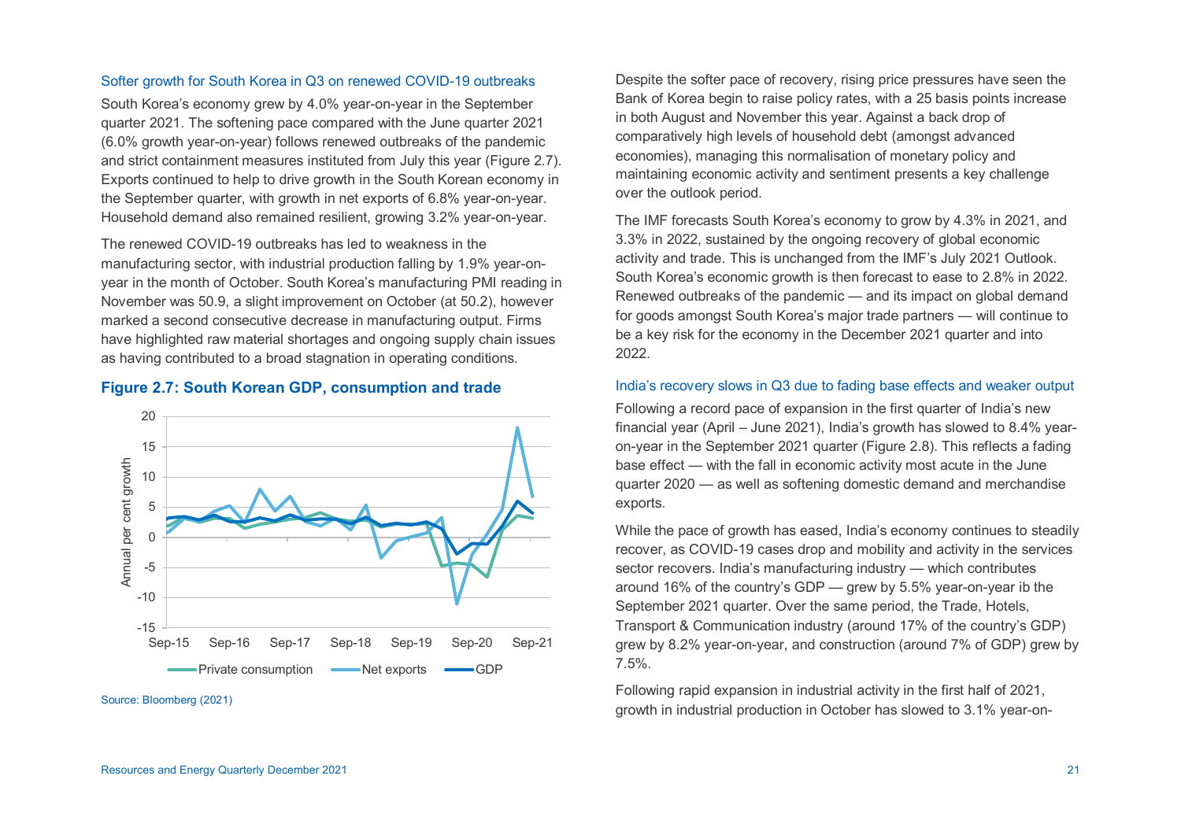### Softer growth for South Korea in Q3 on renewed COVID-19 outbreaks

South Korea's economy grew by 4.0% year-on-year in the September quarter 2021. The softening pace compared with the June quarter 2021 (6.0% growth year-on-year) follows renewed outbreaks of the pandemic and strict containment measures instituted from July this year (Figure 2.7). Exports continued to help to drive growth in the South Korean economy in the September quarter, with growth in net exports of 6.8% year-on-year. Household demand also remained resilient, growing 3.2% year-on-year.

The renewed COVID-19 outbreaks has led to weakness in the manufacturing sector, with industrial production falling by 1.9% year-on-year in the month of October. South Korea's manufacturing PMI reading in November was 50.9, a slight improvement on October (at 50.2), however marked a second consecutive decrease in manufacturing output. Firms have highlighted raw material shortages and ongoing supply chain issues as having contributed to a broad stagnation in operating conditions.

**Figure 2.7: South Korean GDP, consumption and trade**

Source: Bloomberg (2021)

Despite the softer pace of recovery, rising price pressures have seen the Bank of Korea begin to raise policy rates, with a 25 basis points increase in both August and November this year. Against a back drop of comparatively high levels of household debt (amongst advanced economies), managing this normalisation of monetary policy and maintaining economic activity and sentiment presents a key challenge over the outlook period.

The IMF forecasts South Korea's economy to grow by 4.3% in 2021, and 3.3% in 2022, sustained by the ongoing recovery of global economic activity and trade. This is unchanged from the IMF's July 2021 Outlook. South Korea's economic growth is then forecast to ease to 2.8% in 2022. Renewed outbreaks of the pandemic — and its impact on global demand for goods amongst South Korea's major trade partners — will continue to be a key risk for the economy in the December 2021 quarter and into 2022.

### India's recovery slows in Q3 due to fading base effects and weaker output

Following a record pace of expansion in the first quarter of India's new financial year (April – June 2021), India's growth has slowed to 8.4% year-on-year in the September 2021 quarter (Figure 2.8). This reflects a fading base effect — with the fall in economic activity most acute in the June quarter 2020 — as well as softening domestic demand and merchandise exports.

While the pace of growth has eased, India's economy continues to steadily recover, as COVID-19 cases drop and mobility and activity in the services sector recovers. India's manufacturing industry — which contributes around 16% of the country's GDP — grew by 5.5% year-on-year ib the September 2021 quarter. Over the same period, the Trade, Hotels, Transport & Communication industry (around 17% of the country's GDP) grew by 8.2% year-on-year, and construction (around 7% of GDP) grew by 7.5%.

Following rapid expansion in industrial activity in the first half of 2021, growth in industrial production in October has slowed to 3.1% year-on-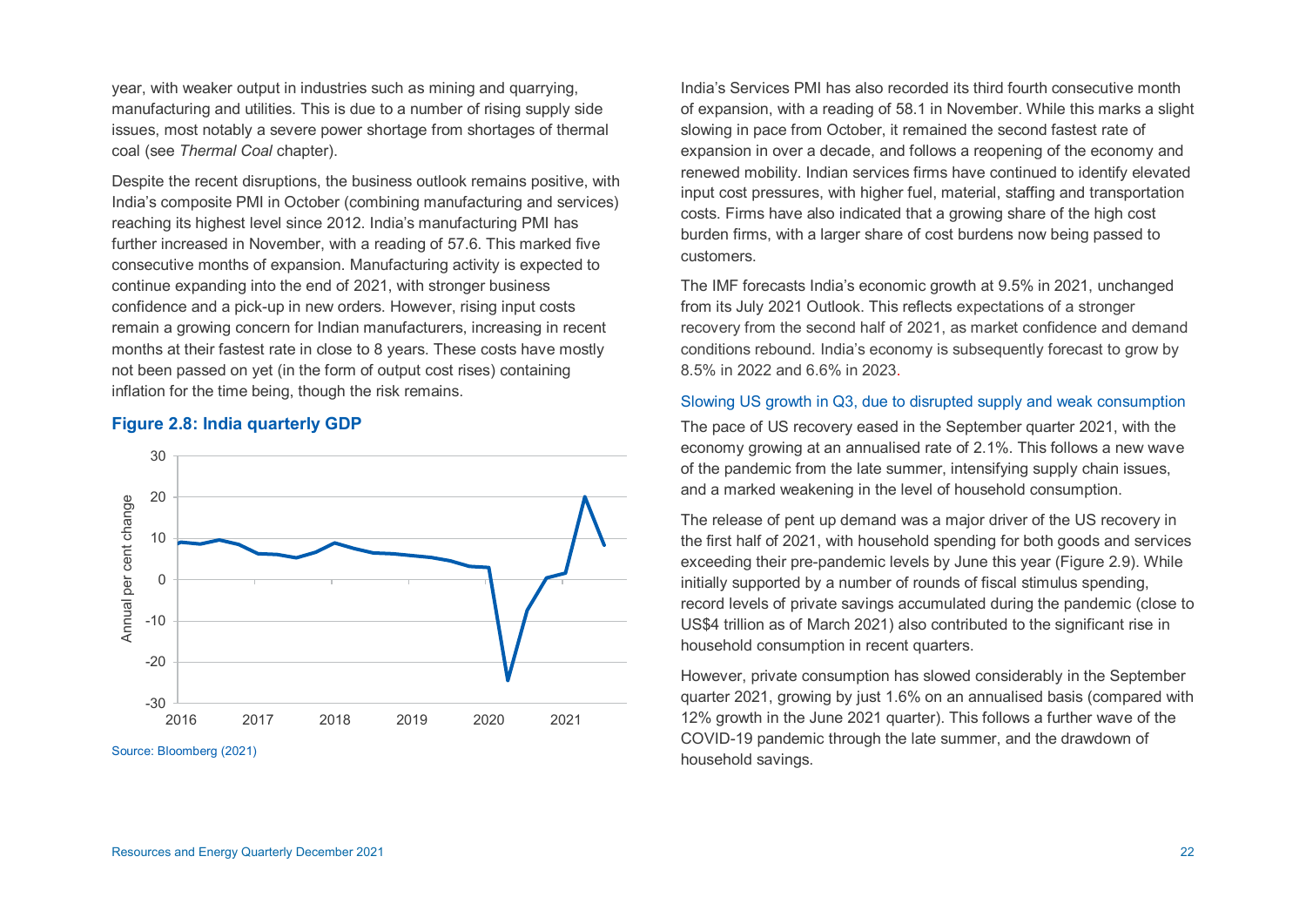year, with weaker output in industries such as mining and quarrying, manufacturing and utilities. This is due to a number of rising supply side issues, most notably a severe power shortage from shortages of thermal coal (see *Thermal Coal* chapter).

Despite the recent disruptions, the business outlook remains positive, with India's composite PMI in October (combining manufacturing and services) reaching its highest level since 2012. India's manufacturing PMI has further increased in November, with a reading of 57.6. This marked five consecutive months of expansion. Manufacturing activity is expected to continue expanding into the end of 2021, with stronger business confidence and a pick-up in new orders. However, rising input costs remain a growing concern for Indian manufacturers, increasing in recent months at their fastest rate in close to 8 years. These costs have mostly not been passed on yet (in the form of output cost rises) containing inflation for the time being, though the risk remains.

**Figure 2.8: India quarterly GDP**

Source: Bloomberg (2021)

India's Services PMI has also recorded its third fourth consecutive month of expansion, with a reading of 58.1 in November. While this marks a slight slowing in pace from October, it remained the second fastest rate of expansion in over a decade, and follows a reopening of the economy and renewed mobility. Indian services firms have continued to identify elevated input cost pressures, with higher fuel, material, staffing and transportation costs. Firms have also indicated that a growing share of the high cost burden firms, with a larger share of cost burdens now being passed to customers.

The IMF forecasts India's economic growth at 9.5% in 2021, unchanged from its July 2021 Outlook. This reflects expectations of a stronger recovery from the second half of 2021, as market confidence and demand conditions rebound. India's economy is subsequently forecast to grow by 8.5% in 2022 and 6.6% in 2023.

### Slowing US growth in Q3, due to disrupted supply and weak consumption

The pace of US recovery eased in the September quarter 2021, with the economy growing at an annualised rate of 2.1%. This follows a new wave of the pandemic from the late summer, intensifying supply chain issues, and a marked weakening in the level of household consumption.

The release of pent up demand was a major driver of the US recovery in the first half of 2021, with household spending for both goods and services exceeding their pre-pandemic levels by June this year (Figure 2.9). While initially supported by a number of rounds of fiscal stimulus spending, record levels of private savings accumulated during the pandemic (close to US$4 trillion as of March 2021) also contributed to the significant rise in household consumption in recent quarters.

However, private consumption has slowed considerably in the September quarter 2021, growing by just 1.6% on an annualised basis (compared with 12% growth in the June 2021 quarter). This follows a further wave of the COVID-19 pandemic through the late summer, and the drawdown of household savings.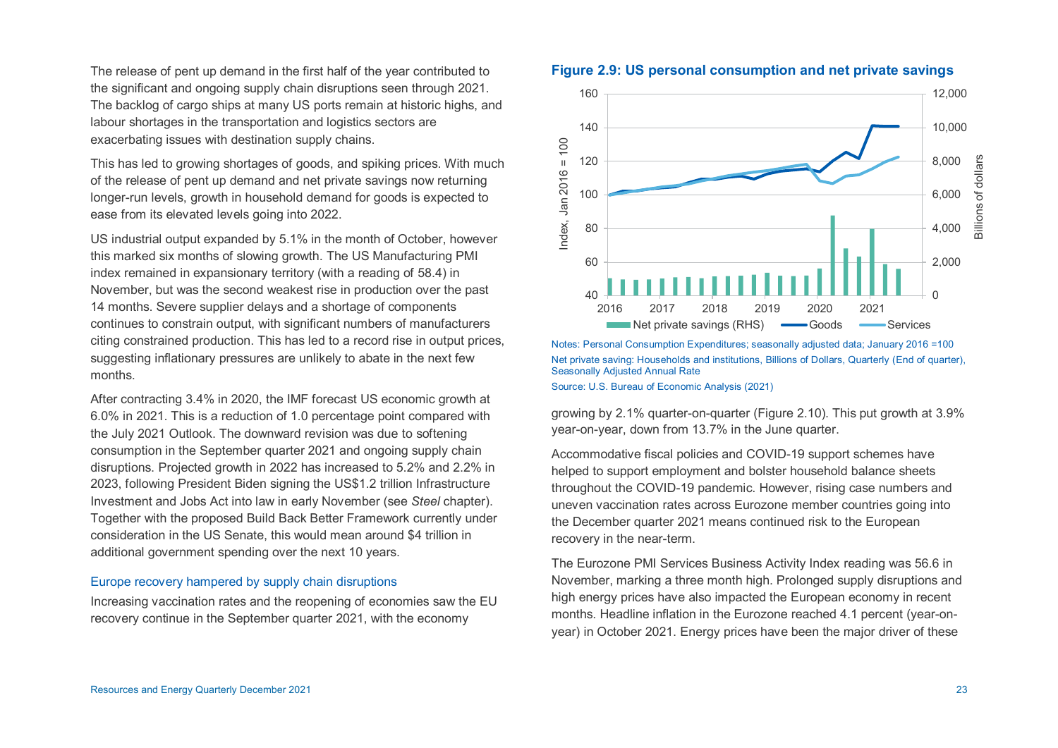The release of pent up demand in the first half of the year contributed to the significant and ongoing supply chain disruptions seen through 2021. The backlog of cargo ships at many US ports remain at historic highs, and labour shortages in the transportation and logistics sectors are exacerbating issues with destination supply chains.

This has led to growing shortages of goods, and spiking prices. With much of the release of pent up demand and net private savings now returning longer-run levels, growth in household demand for goods is expected to ease from its elevated levels going into 2022.

US industrial output expanded by 5.1% in the month of October, however this marked six months of slowing growth. The US Manufacturing PMI index remained in expansionary territory (with a reading of 58.4) in November, but was the second weakest rise in production over the past 14 months. Severe supplier delays and a shortage of components continues to constrain output, with significant numbers of manufacturers citing constrained production. This has led to a record rise in output prices, suggesting inflationary pressures are unlikely to abate in the next few months.

After contracting 3.4% in 2020, the IMF forecast US economic growth at 6.0% in 2021. This is a reduction of 1.0 percentage point compared with the July 2021 Outlook. The downward revision was due to softening consumption in the September quarter 2021 and ongoing supply chain disruptions. Projected growth in 2022 has increased to 5.2% and 2.2% in 2023, following President Biden signing the US$1.2 trillion Infrastructure Investment and Jobs Act into law in early November (see *Steel* chapter). Together with the proposed Build Back Better Framework currently under consideration in the US Senate, this would mean around $4 trillion in additional government spending over the next 10 years.

### Europe recovery hampered by supply chain disruptions

Increasing vaccination rates and the reopening of economies saw the EU recovery continue in the September quarter 2021, with the economy growing by 2.1% quarter-on-quarter (Figure 2.10). This put growth at 3.9% year-on-year, down from 13.7% in the June quarter.

**Figure 2.9: US personal consumption and net private savings**

Notes: Personal Consumption Expenditures; seasonally adjusted data; January 2016 =100
Net private saving: Households and institutions, Billions of Dollars, Quarterly (End of quarter), Seasonally Adjusted Annual Rate
Source: U.S. Bureau of Economic Analysis (2021)

Accommodative fiscal policies and COVID-19 support schemes have helped to support employment and bolster household balance sheets throughout the COVID-19 pandemic. However, rising case numbers and uneven vaccination rates across Eurozone member countries going into the December quarter 2021 means continued risk to the European recovery in the near-term.

The Eurozone PMI Services Business Activity Index reading was 56.6 in November, marking a three month high. Prolonged supply disruptions and high energy prices have also impacted the European economy in recent months. Headline inflation in the Eurozone reached 4.1 percent (year-on-year) in October 2021. Energy prices have been the major driver of these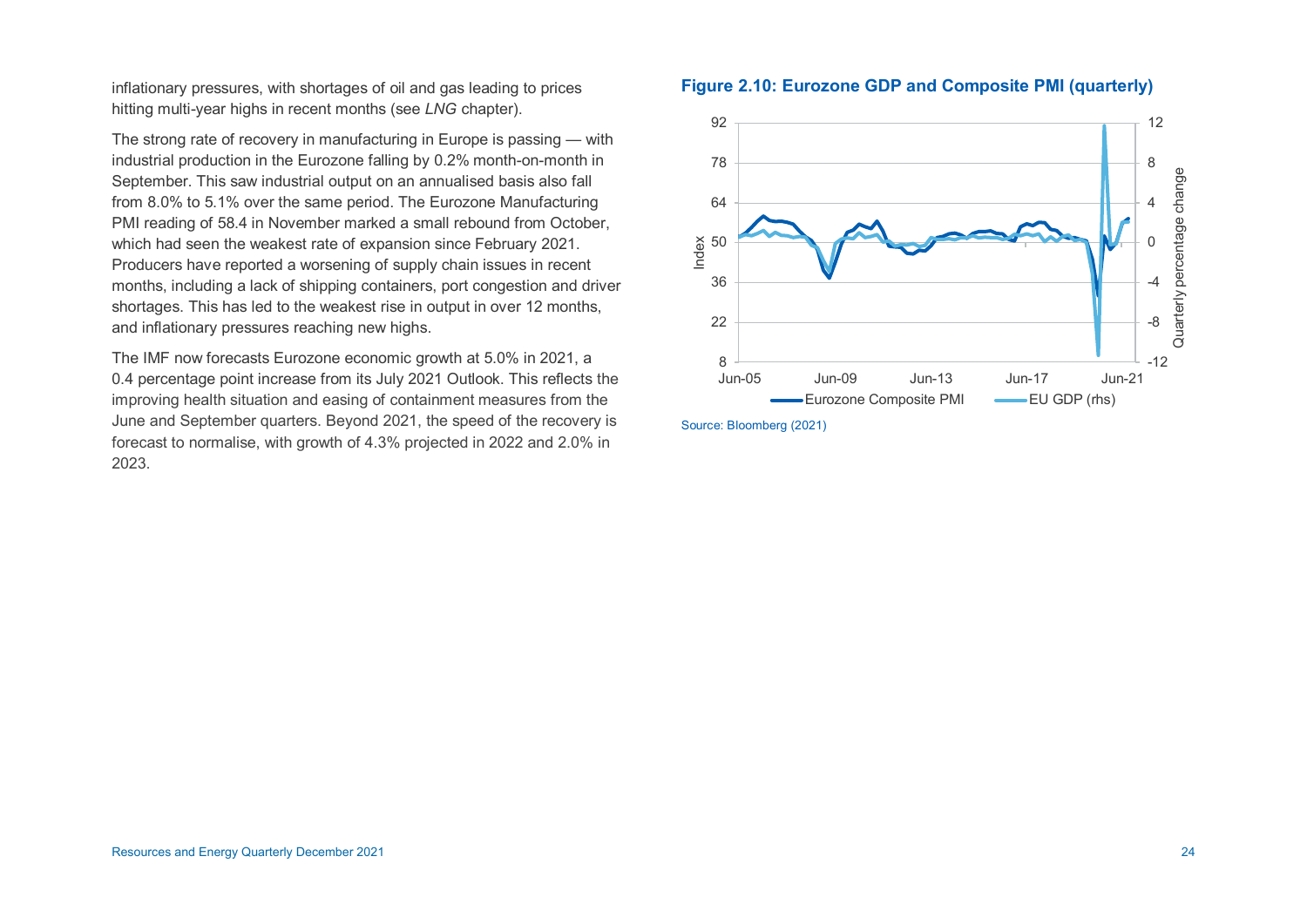inflationary pressures, with shortages of oil and gas leading to prices hitting multi-year highs in recent months (see *LNG* chapter).

The strong rate of recovery in manufacturing in Europe is passing — with industrial production in the Eurozone falling by 0.2% month-on-month in September. This saw industrial output on an annualised basis also fall from 8.0% to 5.1% over the same period. The Eurozone Manufacturing PMI reading of 58.4 in November marked a small rebound from October, which had seen the weakest rate of expansion since February 2021. Producers have reported a worsening of supply chain issues in recent months, including a lack of shipping containers, port congestion and driver shortages. This has led to the weakest rise in output in over 12 months, and inflationary pressures reaching new highs.

The IMF now forecasts Eurozone economic growth at 5.0% in 2021, a 0.4 percentage point increase from its July 2021 Outlook. This reflects the improving health situation and easing of containment measures from the June and September quarters. Beyond 2021, the speed of the recovery is forecast to normalise, with growth of 4.3% projected in 2022 and 2.0% in 2023.

**Figure 2.10: Eurozone GDP and Composite PMI (quarterly)**

Source: Bloomberg (2021)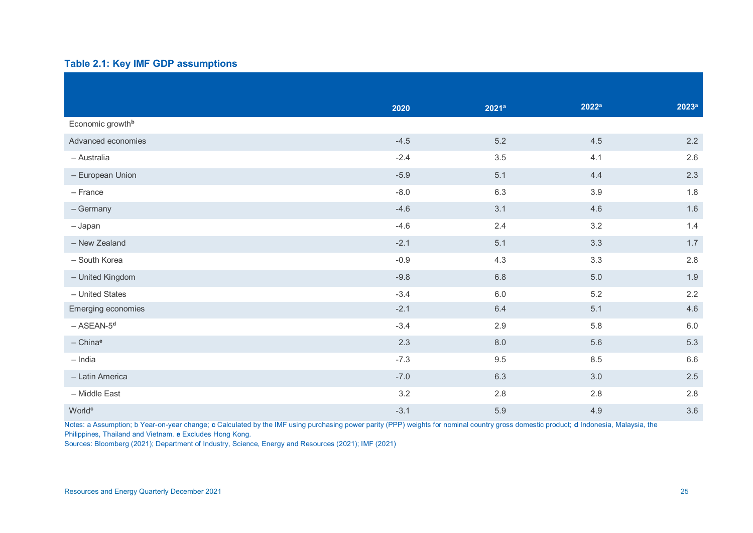### Table 2.1: Key IMF GDP assumptions

| | 2020 | 2021[a] | 2022[a] | 2023[a] |
|---|---|---|---|---|
| Economic growth[b] | | | | |
| Advanced economies | -4.5 | 5.2 | 4.5 | 2.2 |
| – Australia | -2.4 | 3.5 | 4.1 | 2.6 |
| – European Union | -5.9 | 5.1 | 4.4 | 2.3 |
| – France | -8.0 | 6.3 | 3.9 | 1.8 |
| – Germany | -4.6 | 3.1 | 4.6 | 1.6 |
| – Japan | -4.6 | 2.4 | 3.2 | 1.4 |
| – New Zealand | -2.1 | 5.1 | 3.3 | 1.7 |
| – South Korea | -0.9 | 4.3 | 3.3 | 2.8 |
| – United Kingdom | -9.8 | 6.8 | 5.0 | 1.9 |
| – United States | -3.4 | 6.0 | 5.2 | 2.2 |
| Emerging economies | -2.1 | 6.4 | 5.1 | 4.6 |
| – ASEAN-5[d] | -3.4 | 2.9 | 5.8 | 6.0 |
| – China[e] | 2.3 | 8.0 | 5.6 | 5.3 |
| – India | -7.3 | 9.5 | 8.5 | 6.6 |
| – Latin America | -7.0 | 6.3 | 3.0 | 2.5 |
| – Middle East | 3.2 | 2.8 | 2.8 | 2.8 |
| World[c] | -3.1 | 5.9 | 4.9 | 3.6 |

Notes: a Assumption; b Year-on-year change; **c** Calculated by the IMF using purchasing power parity (PPP) weights for nominal country gross domestic product; **d** Indonesia, Malaysia, the Philippines, Thailand and Vietnam. **e** Excludes Hong Kong.
Sources: Bloomberg (2021); Department of Industry, Science, Energy and Resources (2021); IMF (2021)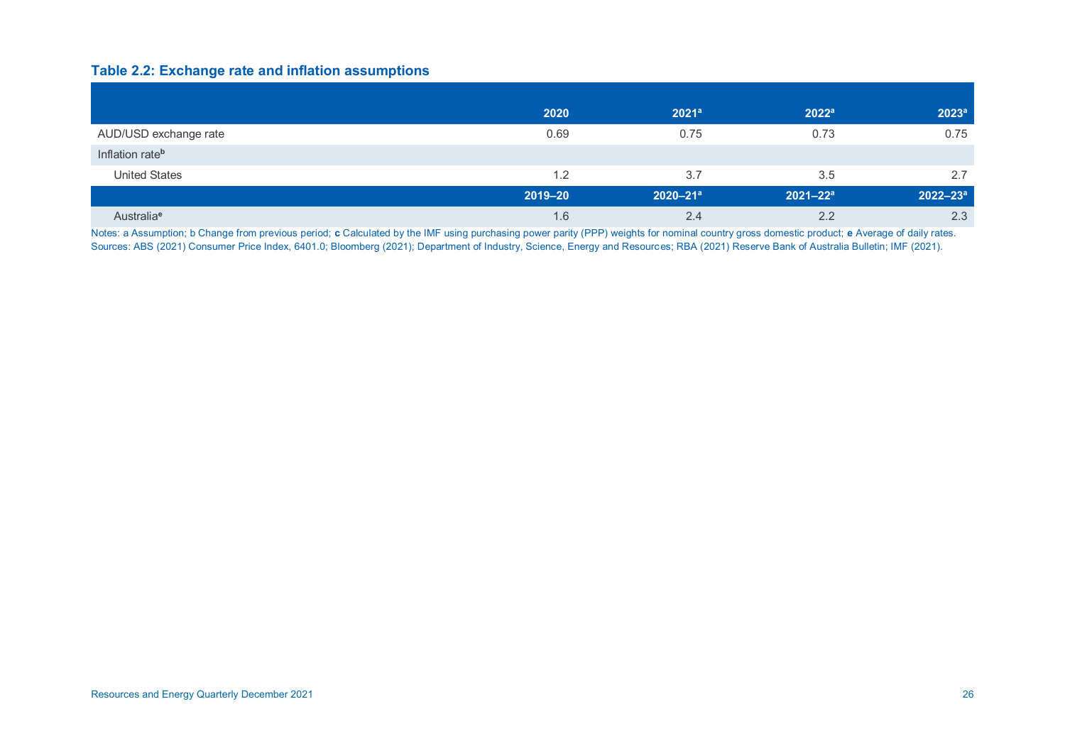### Table 2.2: Exchange rate and inflation assumptions

| | 2020 | 2021[a] | 2022[a] | 2023[a] |
|---|---|---|---|---|
| AUD/USD exchange rate | 0.69 | 0.75 | 0.73 | 0.75 |
| Inflation rate[b] | | | | |
| United States | 1.2 | 3.7 | 3.5 | 2.7 |
| | **2019–20** | **2020–21[a]** | **2021–22[a]** | **2022–23[a]** |
| Australia[e] | 1.6 | 2.4 | 2.2 | 2.3 |

Notes: a Assumption; b Change from previous period; **c** Calculated by the IMF using purchasing power parity (PPP) weights for nominal country gross domestic product; **e** Average of daily rates.
Sources: ABS (2021) Consumer Price Index, 6401.0; Bloomberg (2021); Department of Industry, Science, Energy and Resources; RBA (2021) Reserve Bank of Australia Bulletin; IMF (2021).